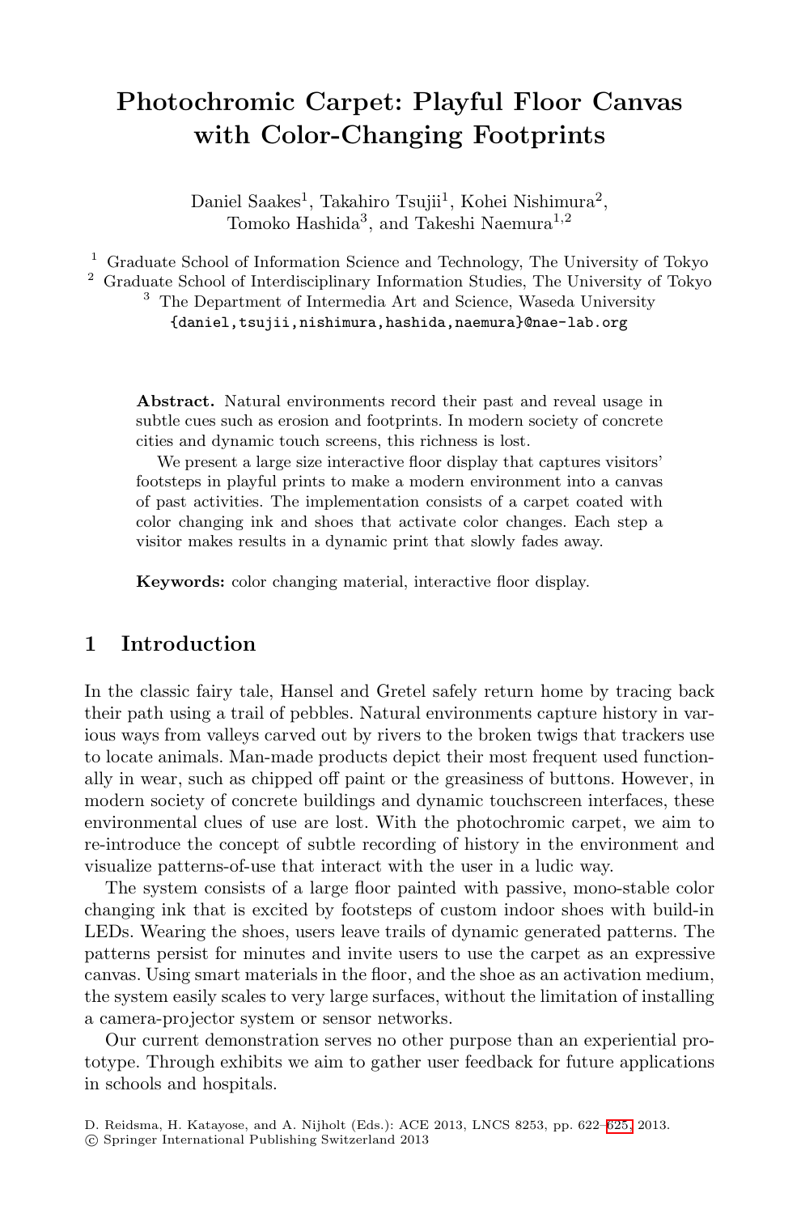# Photochromic Carpet: Playful Floor Canvas with Color-Changing Footprints

Daniel Saakes[1], Takahiro Tsujii[1], Kohei Nishimura[2], Tomoko Hashida[3], and Takeshi Naemura[1,2]

[1] Graduate School of Information Science and Technology, The University of Tokyo
[2] Graduate School of Interdisciplinary Information Studies, The University of Tokyo
[3] The Department of Intermedia Art and Science, Waseda University
{daniel,tsujii,nishimura,hashida,naemura}@nae-lab.org

**Abstract.** Natural environments record their past and reveal usage in subtle cues such as erosion and footprints. In modern society of concrete cities and dynamic touch screens, this richness is lost.

We present a large size interactive floor display that captures visitors' footsteps in playful prints to make a modern environment into a canvas of past activities. The implementation consists of a carpet coated with color changing ink and shoes that activate color changes. Each step a visitor makes results in a dynamic print that slowly fades away.

**Keywords:** color changing material, interactive floor display.

## 1 Introduction

In the classic fairy tale, Hansel and Gretel safely return home by tracing back their path using a trail of pebbles. Natural environments capture history in various ways from valleys carved out by rivers to the broken twigs that trackers use to locate animals. Man-made products depict their most frequent used functionally in wear, such as chipped off paint or the greasiness of buttons. However, in modern society of concrete buildings and dynamic touchscreen interfaces, these environmental clues of use are lost. With the photochromic carpet, we aim to re-introduce the concept of subtle recording of history in the environment and visualize patterns-of-use that interact with the user in a ludic way.

The system consists of a large floor painted with passive, mono-stable color changing ink that is excited by footsteps of custom indoor shoes with build-in LEDs. Wearing the shoes, users leave trails of dynamic generated patterns. The patterns persist for minutes and invite users to use the carpet as an expressive canvas. Using smart materials in the floor, and the shoe as an activation medium, the system easily scales to very large surfaces, without the limitation of installing a camera-projector system or sensor networks.

Our current demonstration serves no other purpose than an experiential prototype. Through exhibits we aim to gather user feedback for future applications in schools and hospitals.

D. Reidsma, H. Katayose, and A. Nijholt (Eds.): ACE 2013, LNCS 8253, pp. 622–625, 2013.
© Springer International Publishing Switzerland 2013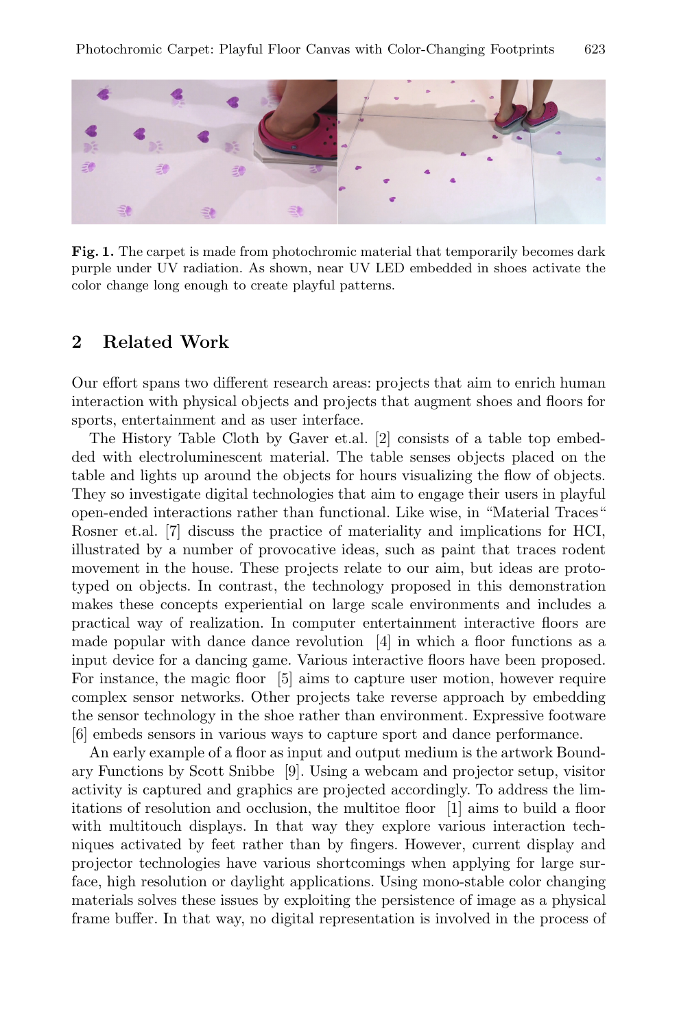**Fig. 1.** The carpet is made from photochromic material that temporarily becomes dark purple under UV radiation. As shown, near UV LED embedded in shoes activate the color change long enough to create playful patterns.

## 2 Related Work

Our effort spans two different research areas: projects that aim to enrich human interaction with physical objects and projects that augment shoes and floors for sports, entertainment and as user interface.

The History Table Cloth by Gaver et.al. [2] consists of a table top embedded with electroluminescent material. The table senses objects placed on the table and lights up around the objects for hours visualizing the flow of objects. They so investigate digital technologies that aim to engage their users in playful open-ended interactions rather than functional. Like wise, in "Material Traces" Rosner et.al. [7] discuss the practice of materiality and implications for HCI, illustrated by a number of provocative ideas, such as paint that traces rodent movement in the house. These projects relate to our aim, but ideas are prototyped on objects. In contrast, the technology proposed in this demonstration makes these concepts experiential on large scale environments and includes a practical way of realization. In computer entertainment interactive floors are made popular with dance dance revolution [4] in which a floor functions as a input device for a dancing game. Various interactive floors have been proposed. For instance, the magic floor [5] aims to capture user motion, however require complex sensor networks. Other projects take reverse approach by embedding the sensor technology in the shoe rather than environment. Expressive footware [6] embeds sensors in various ways to capture sport and dance performance.

An early example of a floor as input and output medium is the artwork Boundary Functions by Scott Snibbe [9]. Using a webcam and projector setup, visitor activity is captured and graphics are projected accordingly. To address the limitations of resolution and occlusion, the multitoe floor [1] aims to build a floor with multitouch displays. In that way they explore various interaction techniques activated by feet rather than by fingers. However, current display and projector technologies have various shortcomings when applying for large surface, high resolution or daylight applications. Using mono-stable color changing materials solves these issues by exploiting the persistence of image as a physical frame buffer. In that way, no digital representation is involved in the process of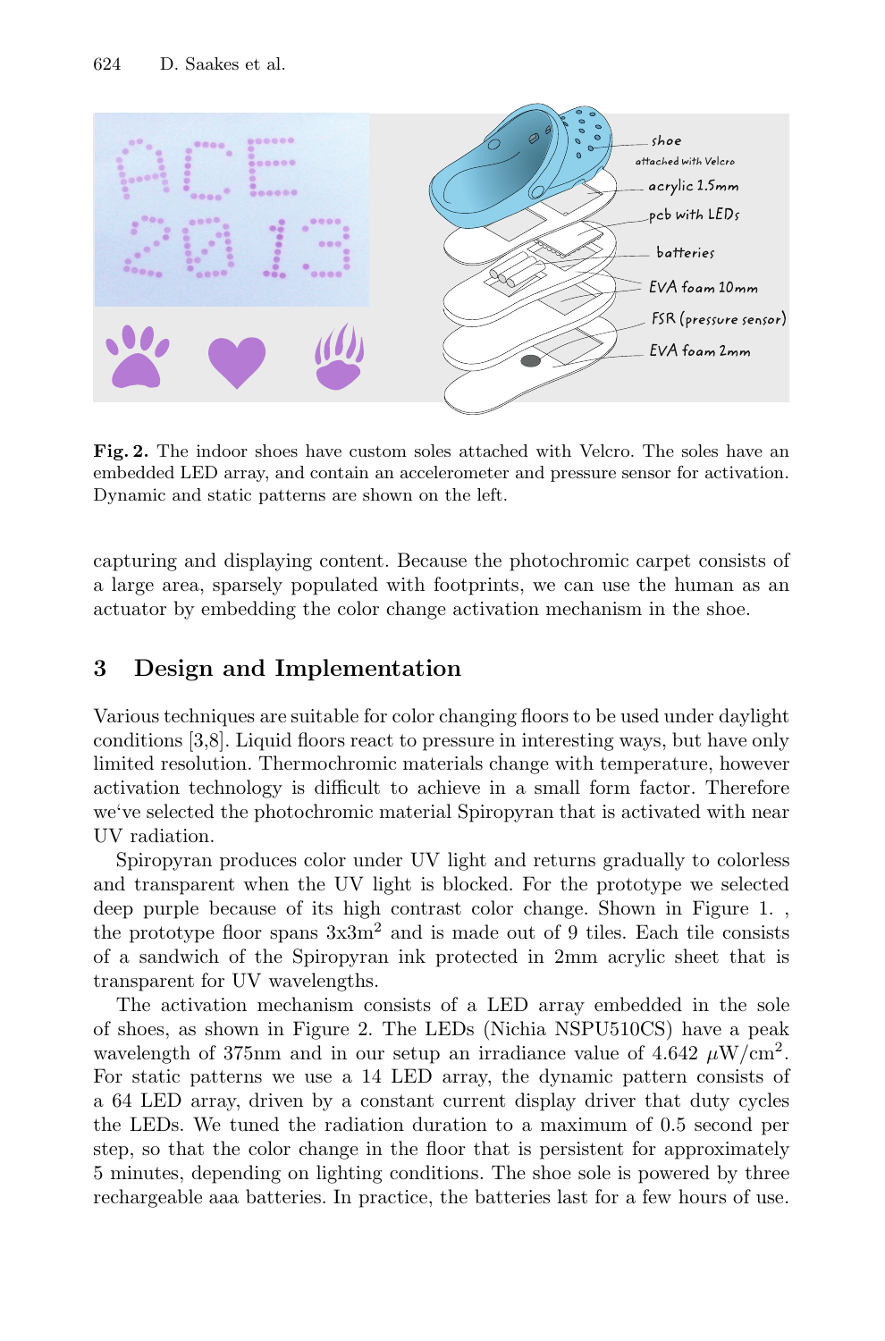**Fig. 2.** The indoor shoes have custom soles attached with Velcro. The soles have an embedded LED array, and contain an accelerometer and pressure sensor for activation. Dynamic and static patterns are shown on the left.

capturing and displaying content. Because the photochromic carpet consists of a large area, sparsely populated with footprints, we can use the human as an actuator by embedding the color change activation mechanism in the shoe.

## 3 Design and Implementation

Various techniques are suitable for color changing floors to be used under daylight conditions [3,8]. Liquid floors react to pressure in interesting ways, but have only limited resolution. Thermochromic materials change with temperature, however activation technology is difficult to achieve in a small form factor. Therefore we've selected the photochromic material Spiropyran that is activated with near UV radiation.

Spiropyran produces color under UV light and returns gradually to colorless and transparent when the UV light is blocked. For the prototype we selected deep purple because of its high contrast color change. Shown in Figure 1. , the prototype floor spans $3\text{x}3\text{m}^2$ and is made out of 9 tiles. Each tile consists of a sandwich of the Spiropyran ink protected in 2mm acrylic sheet that is transparent for UV wavelengths.

The activation mechanism consists of a LED array embedded in the sole of shoes, as shown in Figure 2. The LEDs (Nichia NSPU510CS) have a peak wavelength of 375nm and in our setup an irradiance value of 4.642 $\mu\text{W/cm}^2$. For static patterns we use a 14 LED array, the dynamic pattern consists of a 64 LED array, driven by a constant current display driver that duty cycles the LEDs. We tuned the radiation duration to a maximum of 0.5 second per step, so that the color change in the floor that is persistent for approximately 5 minutes, depending on lighting conditions. The shoe sole is powered by three rechargeable aaa batteries. In practice, the batteries last for a few hours of use.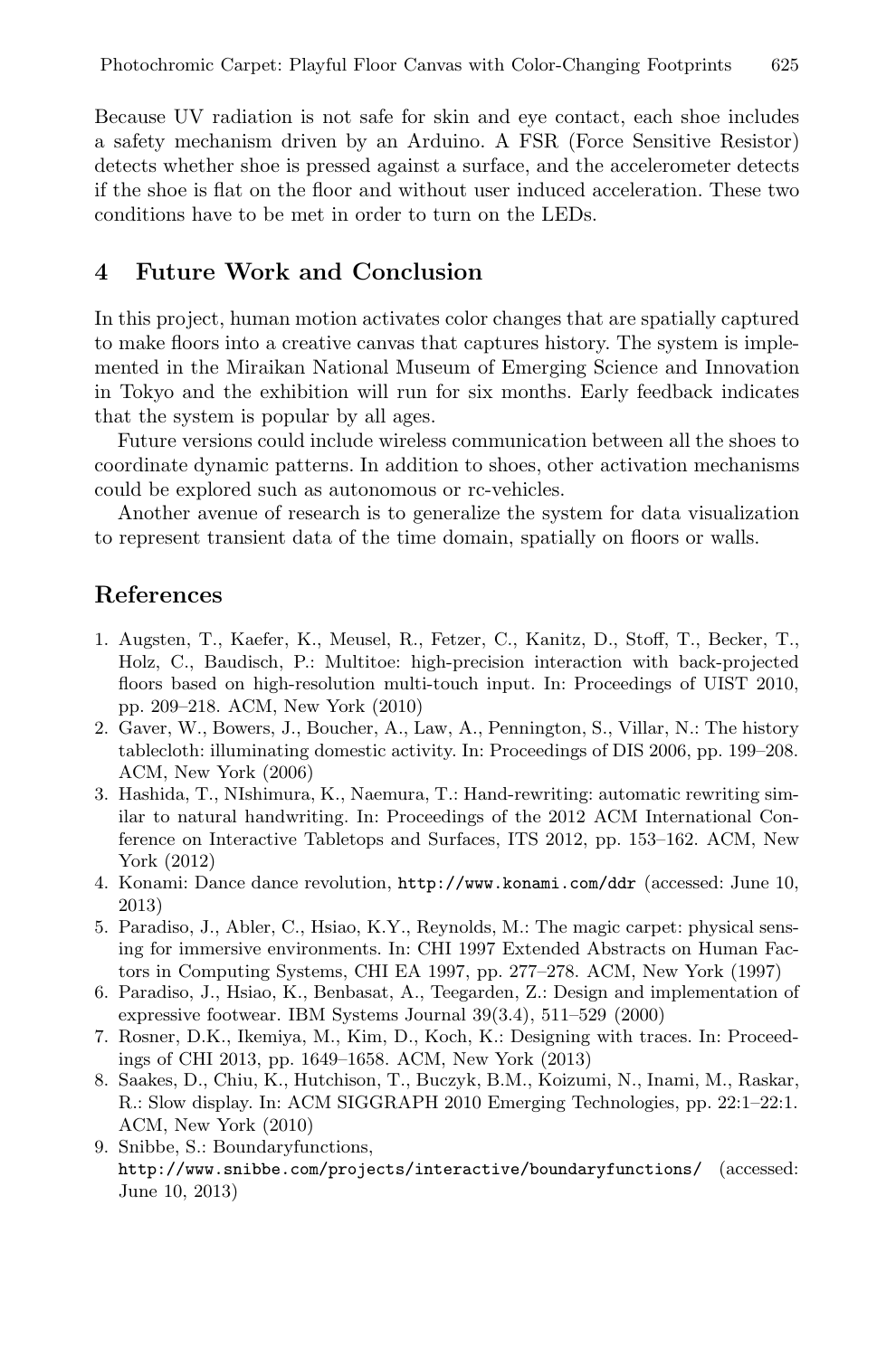Because UV radiation is not safe for skin and eye contact, each shoe includes a safety mechanism driven by an Arduino. A FSR (Force Sensitive Resistor) detects whether shoe is pressed against a surface, and the accelerometer detects if the shoe is flat on the floor and without user induced acceleration. These two conditions have to be met in order to turn on the LEDs.

## 4 Future Work and Conclusion

In this project, human motion activates color changes that are spatially captured to make floors into a creative canvas that captures history. The system is implemented in the Miraikan National Museum of Emerging Science and Innovation in Tokyo and the exhibition will run for six months. Early feedback indicates that the system is popular by all ages.

Future versions could include wireless communication between all the shoes to coordinate dynamic patterns. In addition to shoes, other activation mechanisms could be explored such as autonomous or rc-vehicles.

Another avenue of research is to generalize the system for data visualization to represent transient data of the time domain, spatially on floors or walls.

## References

1. Augsten, T., Kaefer, K., Meusel, R., Fetzer, C., Kanitz, D., Stoff, T., Becker, T., Holz, C., Baudisch, P.: Multitoe: high-precision interaction with back-projected floors based on high-resolution multi-touch input. In: Proceedings of UIST 2010, pp. 209–218. ACM, New York (2010)
2. Gaver, W., Bowers, J., Boucher, A., Law, A., Pennington, S., Villar, N.: The history tablecloth: illuminating domestic activity. In: Proceedings of DIS 2006, pp. 199–208. ACM, New York (2006)
3. Hashida, T., NIshimura, K., Naemura, T.: Hand-rewriting: automatic rewriting similar to natural handwriting. In: Proceedings of the 2012 ACM International Conference on Interactive Tabletops and Surfaces, ITS 2012, pp. 153–162. ACM, New York (2012)
4. Konami: Dance dance revolution, `http://www.konami.com/ddr` (accessed: June 10, 2013)
5. Paradiso, J., Abler, C., Hsiao, K.Y., Reynolds, M.: The magic carpet: physical sensing for immersive environments. In: CHI 1997 Extended Abstracts on Human Factors in Computing Systems, CHI EA 1997, pp. 277–278. ACM, New York (1997)
6. Paradiso, J., Hsiao, K., Benbasat, A., Teegarden, Z.: Design and implementation of expressive footwear. IBM Systems Journal 39(3.4), 511–529 (2000)
7. Rosner, D.K., Ikemiya, M., Kim, D., Koch, K.: Designing with traces. In: Proceedings of CHI 2013, pp. 1649–1658. ACM, New York (2013)
8. Saakes, D., Chiu, K., Hutchison, T., Buczyk, B.M., Koizumi, N., Inami, M., Raskar, R.: Slow display. In: ACM SIGGRAPH 2010 Emerging Technologies, pp. 22:1–22:1. ACM, New York (2010)
9. Snibbe, S.: Boundaryfunctions, `http://www.snibbe.com/projects/interactive/boundaryfunctions/` (accessed: June 10, 2013)